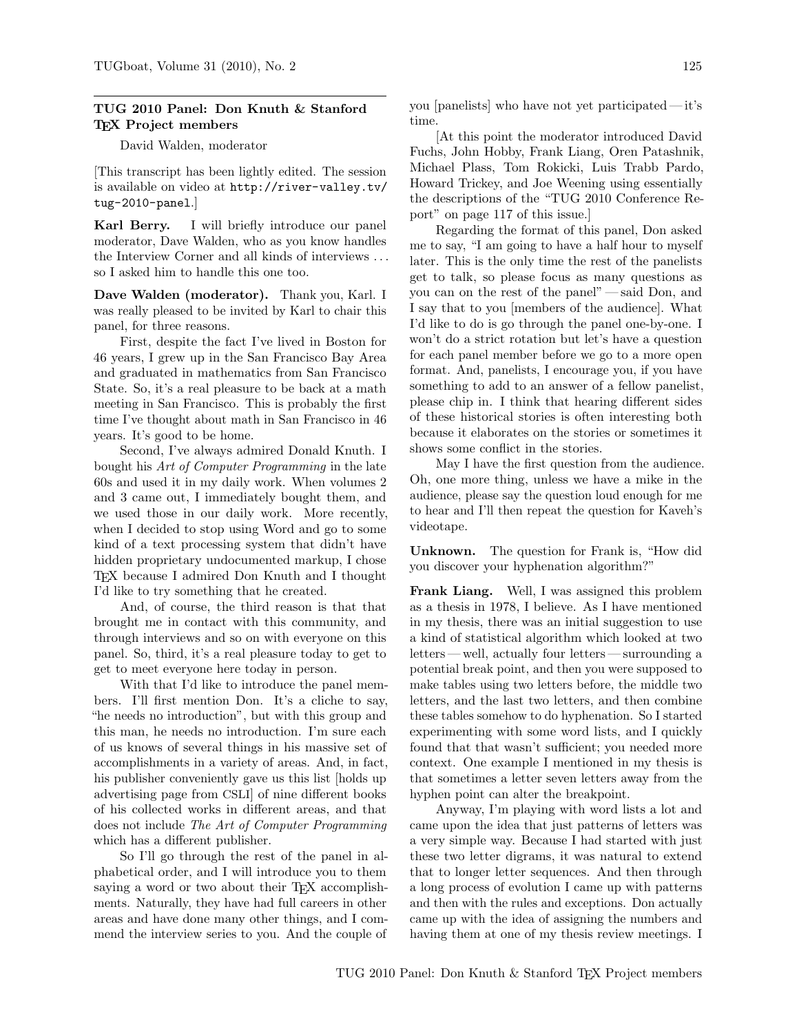## TUG 2010 Panel: Don Knuth & Stanford TeX Project members

David Walden, moderator

[This transcript has been lightly edited. The session is available on video at `http://river-valley.tv/tug-2010-panel`.]

**Karl Berry.** I will briefly introduce our panel moderator, Dave Walden, who as you know handles the Interview Corner and all kinds of interviews ... so I asked him to handle this one too.

**Dave Walden (moderator).** Thank you, Karl. I was really pleased to be invited by Karl to chair this panel, for three reasons.

First, despite the fact I've lived in Boston for 46 years, I grew up in the San Francisco Bay Area and graduated in mathematics from San Francisco State. So, it's a real pleasure to be back at a math meeting in San Francisco. This is probably the first time I've thought about math in San Francisco in 46 years. It's good to be home.

Second, I've always admired Donald Knuth. I bought his *Art of Computer Programming* in the late 60s and used it in my daily work. When volumes 2 and 3 came out, I immediately bought them, and we used those in our daily work. More recently, when I decided to stop using Word and go to some kind of a text processing system that didn't have hidden proprietary undocumented markup, I chose TeX because I admired Don Knuth and I thought I'd like to try something that he created.

And, of course, the third reason is that that brought me in contact with this community, and through interviews and so on with everyone on this panel. So, third, it's a real pleasure today to get to get to meet everyone here today in person.

With that I'd like to introduce the panel members. I'll first mention Don. It's a cliche to say, "he needs no introduction", but with this group and this man, he needs no introduction. I'm sure each of us knows of several things in his massive set of accomplishments in a variety of areas. And, in fact, his publisher conveniently gave us this list [holds up advertising page from CSLI] of nine different books of his collected works in different areas, and that does not include *The Art of Computer Programming* which has a different publisher.

So I'll go through the rest of the panel in alphabetical order, and I will introduce you to them saying a word or two about their TeX accomplishments. Naturally, they have had full careers in other areas and have done many other things, and I commend the interview series to you. And the couple of you [panelists] who have not yet participated — it's time.

[At this point the moderator introduced David Fuchs, John Hobby, Frank Liang, Oren Patashnik, Michael Plass, Tom Rokicki, Luis Trabb Pardo, Howard Trickey, and Joe Weening using essentially the descriptions of the "TUG 2010 Conference Report" on page 117 of this issue.]

Regarding the format of this panel, Don asked me to say, "I am going to have a half hour to myself later. This is the only time the rest of the panelists get to talk, so please focus as many questions as you can on the rest of the panel" — said Don, and I say that to you [members of the audience]. What I'd like to do is go through the panel one-by-one. I won't do a strict rotation but let's have a question for each panel member before we go to a more open format. And, panelists, I encourage you, if you have something to add to an answer of a fellow panelist, please chip in. I think that hearing different sides of these historical stories is often interesting both because it elaborates on the stories or sometimes it shows some conflict in the stories.

May I have the first question from the audience. Oh, one more thing, unless we have a mike in the audience, please say the question loud enough for me to hear and I'll then repeat the question for Kaveh's videotape.

**Unknown.** The question for Frank is, "How did you discover your hyphenation algorithm?"

**Frank Liang.** Well, I was assigned this problem as a thesis in 1978, I believe. As I have mentioned in my thesis, there was an initial suggestion to use a kind of statistical algorithm which looked at two letters — well, actually four letters — surrounding a potential break point, and then you were supposed to make tables using two letters before, the middle two letters, and the last two letters, and then combine these tables somehow to do hyphenation. So I started experimenting with some word lists, and I quickly found that that wasn't sufficient; you needed more context. One example I mentioned in my thesis is that sometimes a letter seven letters away from the hyphen point can alter the breakpoint.

Anyway, I'm playing with word lists a lot and came upon the idea that just patterns of letters was a very simple way. Because I had started with just these two letter digrams, it was natural to extend that to longer letter sequences. And then through a long process of evolution I came up with patterns and then with the rules and exceptions. Don actually came up with the idea of assigning the numbers and having them at one of my thesis review meetings. I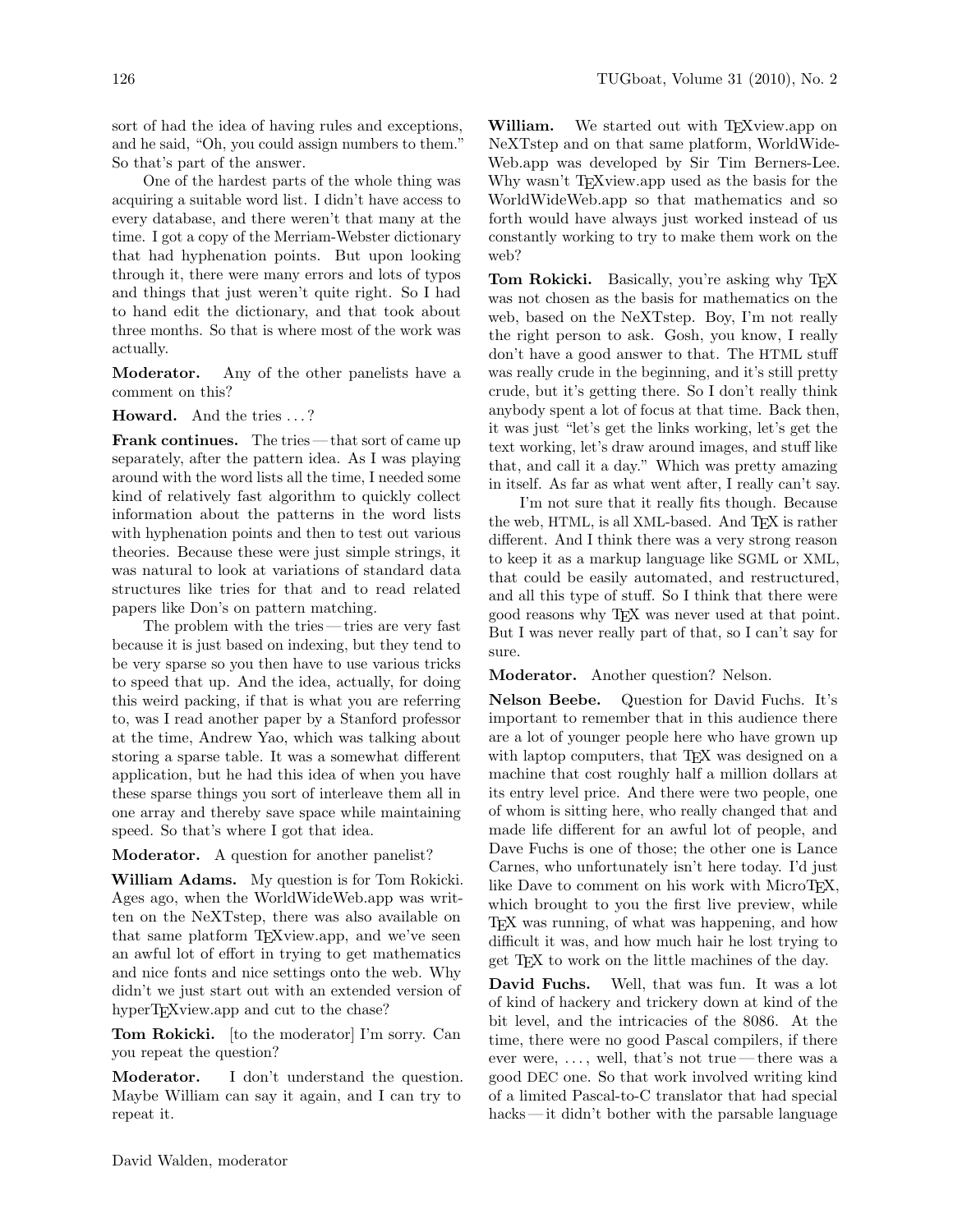sort of had the idea of having rules and exceptions, and he said, "Oh, you could assign numbers to them." So that's part of the answer.

One of the hardest parts of the whole thing was acquiring a suitable word list. I didn't have access to every database, and there weren't that many at the time. I got a copy of the Merriam-Webster dictionary that had hyphenation points. But upon looking through it, there were many errors and lots of typos and things that just weren't quite right. So I had to hand edit the dictionary, and that took about three months. So that is where most of the work was actually.

**Moderator.** Any of the other panelists have a comment on this?

**Howard.** And the tries ...?

**Frank continues.** The tries — that sort of came up separately, after the pattern idea. As I was playing around with the word lists all the time, I needed some kind of relatively fast algorithm to quickly collect information about the patterns in the word lists with hyphenation points and then to test out various theories. Because these were just simple strings, it was natural to look at variations of standard data structures like tries for that and to read related papers like Don's on pattern matching.

The problem with the tries — tries are very fast because it is just based on indexing, but they tend to be very sparse so you then have to use various tricks to speed that up. And the idea, actually, for doing this weird packing, if that is what you are referring to, was I read another paper by a Stanford professor at the time, Andrew Yao, which was talking about storing a sparse table. It was a somewhat different application, but he had this idea of when you have these sparse things you sort of interleave them all in one array and thereby save space while maintaining speed. So that's where I got that idea.

**Moderator.** A question for another panelist?

**William Adams.** My question is for Tom Rokicki. Ages ago, when the WorldWideWeb.app was written on the NeXTstep, there was also available on that same platform TeXview.app, and we've seen an awful lot of effort in trying to get mathematics and nice fonts and nice settings onto the web. Why didn't we just start out with an extended version of hyperTeXview.app and cut to the chase?

**Tom Rokicki.** [to the moderator] I'm sorry. Can you repeat the question?

**Moderator.** I don't understand the question. Maybe William can say it again, and I can try to repeat it.

**William.** We started out with TeXview.app on NeXTstep and on that same platform, WorldWideWeb.app was developed by Sir Tim Berners-Lee. Why wasn't TeXview.app used as the basis for the WorldWideWeb.app so that mathematics and so forth would have always just worked instead of us constantly working to try to make them work on the web?

**Tom Rokicki.** Basically, you're asking why TeX was not chosen as the basis for mathematics on the web, based on the NeXTstep. Boy, I'm not really the right person to ask. Gosh, you know, I really don't have a good answer to that. The HTML stuff was really crude in the beginning, and it's still pretty crude, but it's getting there. So I don't really think anybody spent a lot of focus at that time. Back then, it was just "let's get the links working, let's get the text working, let's draw around images, and stuff like that, and call it a day." Which was pretty amazing in itself. As far as what went after, I really can't say.

I'm not sure that it really fits though. Because the web, HTML, is all XML-based. And TeX is rather different. And I think there was a very strong reason to keep it as a markup language like SGML or XML, that could be easily automated, and restructured, and all this type of stuff. So I think that there were good reasons why TeX was never used at that point. But I was never really part of that, so I can't say for sure.

**Moderator.** Another question? Nelson.

**Nelson Beebe.** Question for David Fuchs. It's important to remember that in this audience there are a lot of younger people here who have grown up with laptop computers, that TeX was designed on a machine that cost roughly half a million dollars at its entry level price. And there were two people, one of whom is sitting here, who really changed that and made life different for an awful lot of people, and Dave Fuchs is one of those; the other one is Lance Carnes, who unfortunately isn't here today. I'd just like Dave to comment on his work with MicroTeX, which brought to you the first live preview, while TeX was running, of what was happening, and how difficult it was, and how much hair he lost trying to get TeX to work on the little machines of the day.

**David Fuchs.** Well, that was fun. It was a lot of kind of hackery and trickery down at kind of the bit level, and the intricacies of the 8086. At the time, there were no good Pascal compilers, if there ever were, ..., well, that's not true — there was a good DEC one. So that work involved writing kind of a limited Pascal-to-C translator that had special hacks — it didn't bother with the parsable language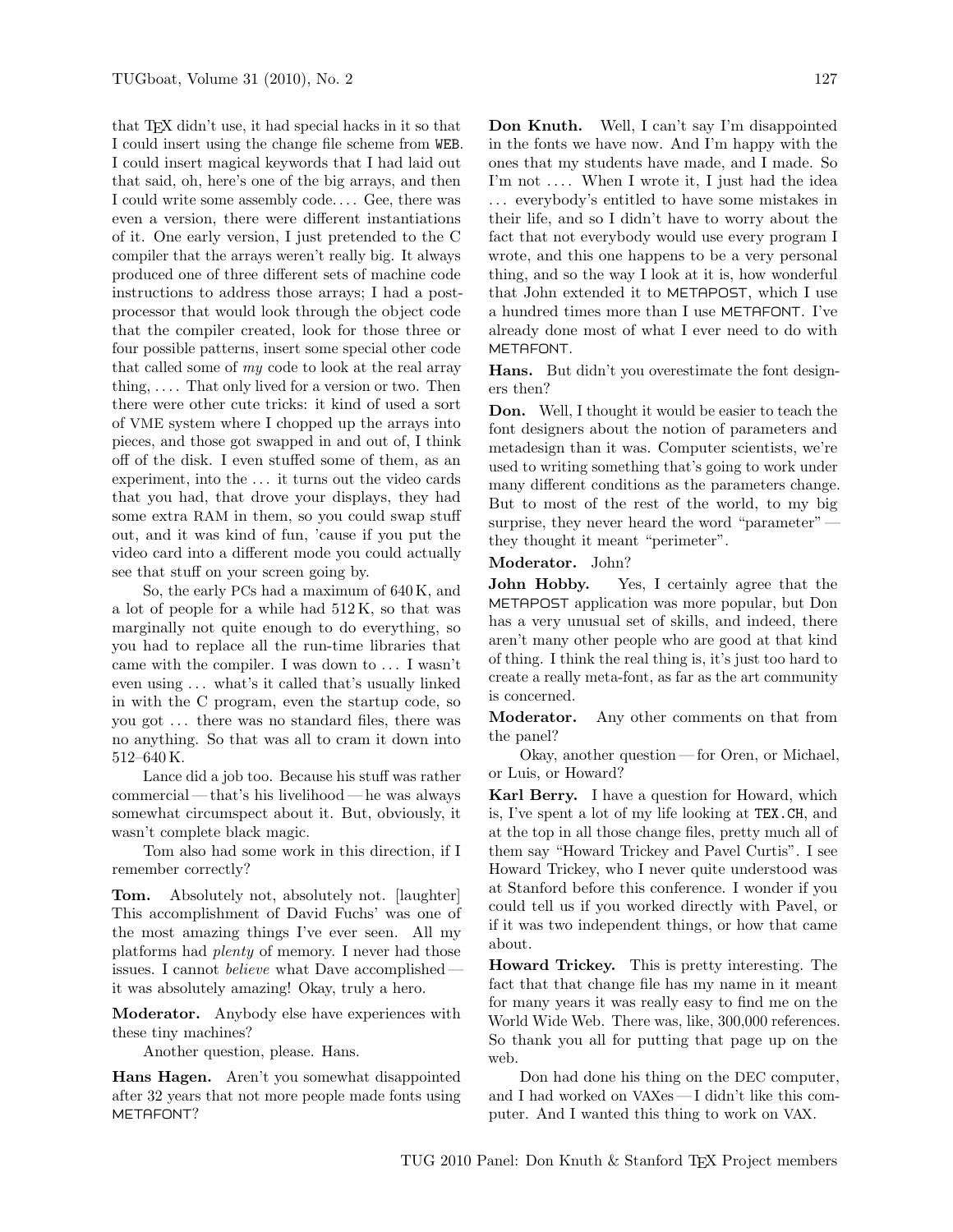that TeX didn't use, it had special hacks in it so that I could insert using the change file scheme from WEB. I could insert magical keywords that I had laid out that said, oh, here's one of the big arrays, and then I could write some assembly code. . . . Gee, there was even a version, there were different instantiations of it. One early version, I just pretended to the C compiler that the arrays weren't really big. It always produced one of three different sets of machine code instructions to address those arrays; I had a post-processor that would look through the object code that the compiler created, look for those three or four possible patterns, insert some special other code that called some of *my* code to look at the real array thing, . . . . That only lived for a version or two. Then there were other cute tricks: it kind of used a sort of VME system where I chopped up the arrays into pieces, and those got swapped in and out of, I think off of the disk. I even stuffed some of them, as an experiment, into the . . . it turns out the video cards that you had, that drove your displays, they had some extra RAM in them, so you could swap stuff out, and it was kind of fun, 'cause if you put the video card into a different mode you could actually see that stuff on your screen going by.

So, the early PCs had a maximum of 640 K, and a lot of people for a while had 512 K, so that was marginally not quite enough to do everything, so you had to replace all the run-time libraries that came with the compiler. I was down to . . . I wasn't even using . . . what's it called that's usually linked in with the C program, even the startup code, so you got . . . there was no standard files, there was no anything. So that was all to cram it down into 512–640 K.

Lance did a job too. Because his stuff was rather commercial — that's his livelihood — he was always somewhat circumspect about it. But, obviously, it wasn't complete black magic.

Tom also had some work in this direction, if I remember correctly?

**Tom.** Absolutely not, absolutely not. [laughter] This accomplishment of David Fuchs' was one of the most amazing things I've ever seen. All my platforms had *plenty* of memory. I never had those issues. I cannot *believe* what Dave accomplished — it was absolutely amazing! Okay, truly a hero.

**Moderator.** Anybody else have experiences with these tiny machines?

Another question, please. Hans.

**Hans Hagen.** Aren't you somewhat disappointed after 32 years that not more people made fonts using METAFONT?

**Don Knuth.** Well, I can't say I'm disappointed in the fonts we have now. And I'm happy with the ones that my students have made, and I made. So I'm not . . . . When I wrote it, I just had the idea . . . everybody's entitled to have some mistakes in their life, and so I didn't have to worry about the fact that not everybody would use every program I wrote, and this one happens to be a very personal thing, and so the way I look at it is, how wonderful that John extended it to METAPOST, which I use a hundred times more than I use METAFONT. I've already done most of what I ever need to do with METAFONT.

**Hans.** But didn't you overestimate the font designers then?

**Don.** Well, I thought it would be easier to teach the font designers about the notion of parameters and metadesign than it was. Computer scientists, we're used to writing something that's going to work under many different conditions as the parameters change. But to most of the rest of the world, to my big surprise, they never heard the word "parameter" — they thought it meant "perimeter".

**Moderator.** John?

**John Hobby.** Yes, I certainly agree that the METAPOST application was more popular, but Don has a very unusual set of skills, and indeed, there aren't many other people who are good at that kind of thing. I think the real thing is, it's just too hard to create a really meta-font, as far as the art community is concerned.

**Moderator.** Any other comments on that from the panel?

Okay, another question — for Oren, or Michael, or Luis, or Howard?

**Karl Berry.** I have a question for Howard, which is, I've spent a lot of my life looking at TEX.CH, and at the top in all those change files, pretty much all of them say "Howard Trickey and Pavel Curtis". I see Howard Trickey, who I never quite understood was at Stanford before this conference. I wonder if you could tell us if you worked directly with Pavel, or if it was two independent things, or how that came about.

**Howard Trickey.** This is pretty interesting. The fact that that change file has my name in it meant for many years it was really easy to find me on the World Wide Web. There was, like, 300,000 references. So thank you all for putting that page up on the web.

Don had done his thing on the DEC computer, and I had worked on VAXes — I didn't like this computer. And I wanted this thing to work on VAX.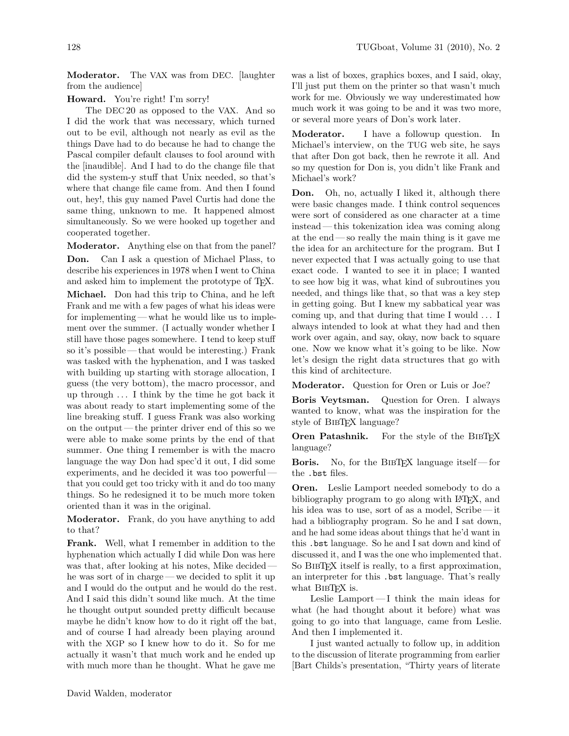**Moderator.** The VAX was from DEC. [laughter from the audience]

**Howard.** You're right! I'm sorry!

The DEC 20 as opposed to the VAX. And so I did the work that was necessary, which turned out to be evil, although not nearly as evil as the things Dave had to do because he had to change the Pascal compiler default clauses to fool around with the [inaudible]. And I had to do the change file that did the system-y stuff that Unix needed, so that's where that change file came from. And then I found out, hey!, this guy named Pavel Curtis had done the same thing, unknown to me. It happened almost simultaneously. So we were hooked up together and cooperated together.

**Moderator.** Anything else on that from the panel?

**Don.** Can I ask a question of Michael Plass, to describe his experiences in 1978 when I went to China and asked him to implement the prototype of TeX.

**Michael.** Don had this trip to China, and he left Frank and me with a few pages of what his ideas were for implementing — what he would like us to implement over the summer. (I actually wonder whether I still have those pages somewhere. I tend to keep stuff so it's possible — that would be interesting.) Frank was tasked with the hyphenation, and I was tasked with building up starting with storage allocation, I guess (the very bottom), the macro processor, and up through ... I think by the time he got back it was about ready to start implementing some of the line breaking stuff. I guess Frank was also working on the output — the printer driver end of this so we were able to make some prints by the end of that summer. One thing I remember is with the macro language the way Don had spec'd it out, I did some experiments, and he decided it was too powerful — that you could get too tricky with it and do too many things. So he redesigned it to be much more token oriented than it was in the original.

**Moderator.** Frank, do you have anything to add to that?

**Frank.** Well, what I remember in addition to the hyphenation which actually I did while Don was here was that, after looking at his notes, Mike decided — he was sort of in charge — we decided to split it up and I would do the output and he would do the rest. And I said this didn't sound like much. At the time he thought output sounded pretty difficult because maybe he didn't know how to do it right off the bat, and of course I had already been playing around with the XGP so I knew how to do it. So for me actually it wasn't that much work and he ended up with much more than he thought. What he gave me was a list of boxes, graphics boxes, and I said, okay, I'll just put them on the printer so that wasn't much work for me. Obviously we way underestimated how much work it was going to be and it was two more, or several more years of Don's work later.

**Moderator.** I have a followup question. In Michael's interview, on the TUG web site, he says that after Don got back, then he rewrote it all. And so my question for Don is, you didn't like Frank and Michael's work?

**Don.** Oh, no, actually I liked it, although there were basic changes made. I think control sequences were sort of considered as one character at a time instead — this tokenization idea was coming along at the end — so really the main thing is it gave me the idea for an architecture for the program. But I never expected that I was actually going to use that exact code. I wanted to see it in place; I wanted to see how big it was, what kind of subroutines you needed, and things like that, so that was a key step in getting going. But I knew my sabbatical year was coming up, and that during that time I would ... I always intended to look at what they had and then work over again, and say, okay, now back to square one. Now we know what it's going to be like. Now let's design the right data structures that go with this kind of architecture.

**Moderator.** Question for Oren or Luis or Joe?

**Boris Veytsman.** Question for Oren. I always wanted to know, what was the inspiration for the style of BibTeX language?

**Oren Patashnik.** For the style of the BibTeX language?

**Boris.** No, for the BibTeX language itself — for the `.bst` files.

**Oren.** Leslie Lamport needed somebody to do a bibliography program to go along with LaTeX, and his idea was to use, sort of as a model, Scribe — it had a bibliography program. So he and I sat down, and he had some ideas about things that he'd want in this `.bst` language. So he and I sat down and kind of discussed it, and I was the one who implemented that. So BibTeX itself is really, to a first approximation, an interpreter for this `.bst` language. That's really what BibTeX is.

Leslie Lamport — I think the main ideas for what (he had thought about it before) what was going to go into that language, came from Leslie. And then I implemented it.

I just wanted actually to follow up, in addition to the discussion of literate programming from earlier [Bart Childs's presentation, "Thirty years of literate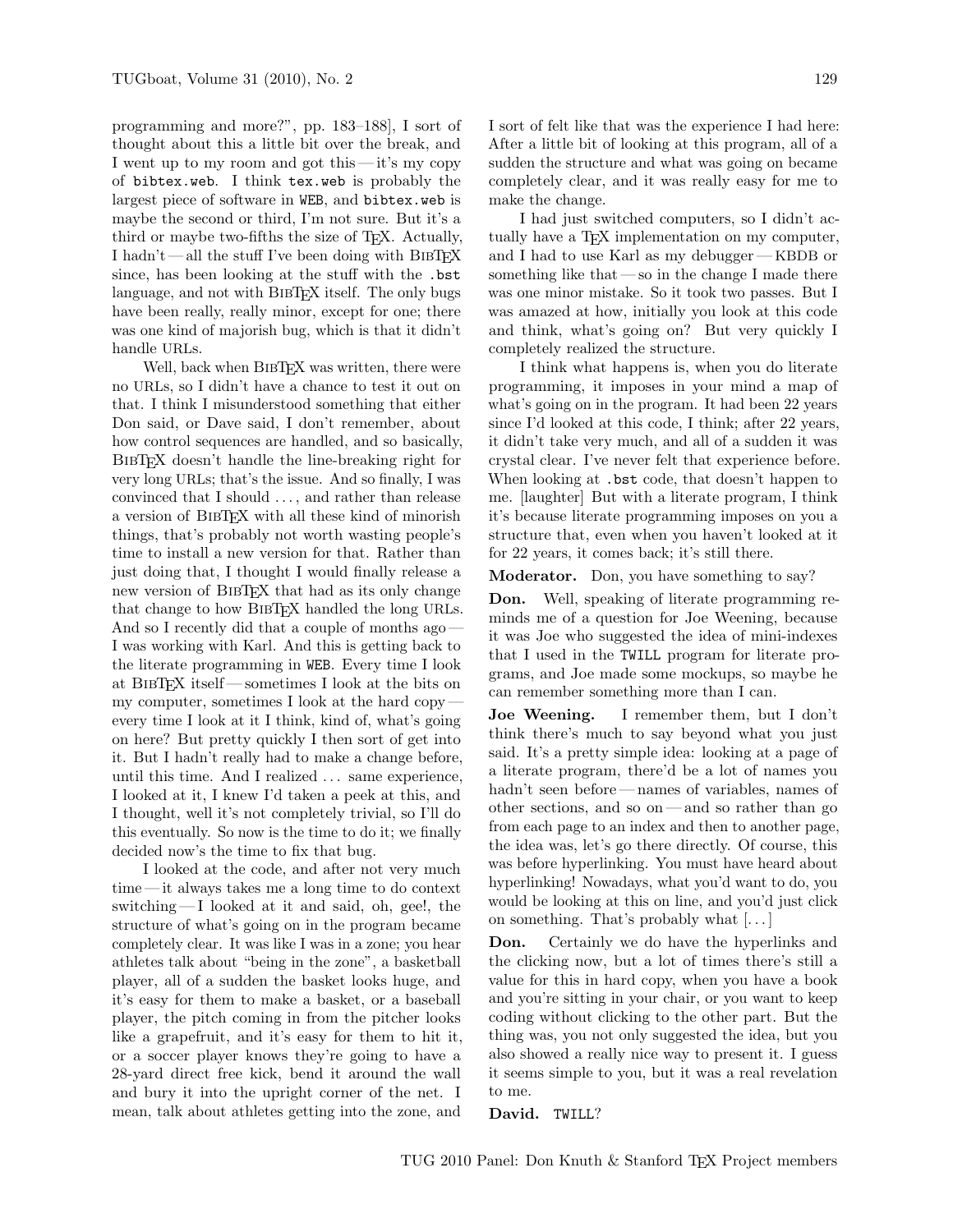programming and more?", pp. 183–188], I sort of thought about this a little bit over the break, and I went up to my room and got this — it's my copy of `bibtex.web`. I think `tex.web` is probably the largest piece of software in WEB, and `bibtex.web` is maybe the second or third, I'm not sure. But it's a third or maybe two-fifths the size of TeX. Actually, I hadn't — all the stuff I've been doing with BibTeX since, has been looking at the stuff with the `.bst` language, and not with BibTeX itself. The only bugs have been really, really minor, except for one; there was one kind of majorish bug, which is that it didn't handle URLs.

Well, back when BibTeX was written, there were no URLs, so I didn't have a chance to test it out on that. I think I misunderstood something that either Don said, or Dave said, I don't remember, about how control sequences are handled, and so basically, BibTeX doesn't handle the line-breaking right for very long URLs; that's the issue. And so finally, I was convinced that I should . . . , and rather than release a version of BibTeX with all these kind of minorish things, that's probably not worth wasting people's time to install a new version for that. Rather than just doing that, I thought I would finally release a new version of BibTeX that had as its only change that change to how BibTeX handled the long URLs. And so I recently did that a couple of months ago — I was working with Karl. And this is getting back to the literate programming in WEB. Every time I look at BibTeX itself — sometimes I look at the bits on my computer, sometimes I look at the hard copy — every time I look at it I think, kind of, what's going on here? But pretty quickly I then sort of get into it. But I hadn't really had to make a change before, until this time. And I realized . . . same experience, I looked at it, I knew I'd taken a peek at this, and I thought, well it's not completely trivial, so I'll do this eventually. So now is the time to do it; we finally decided now's the time to fix that bug.

I looked at the code, and after not very much time — it always takes me a long time to do context switching — I looked at it and said, oh, gee!, the structure of what's going on in the program became completely clear. It was like I was in a zone; you hear athletes talk about "being in the zone", a basketball player, all of a sudden the basket looks huge, and it's easy for them to make a basket, or a baseball player, the pitch coming in from the pitcher looks like a grapefruit, and it's easy for them to hit it, or a soccer player knows they're going to have a 28-yard direct free kick, bend it around the wall and bury it into the upright corner of the net. I mean, talk about athletes getting into the zone, and I sort of felt like that was the experience I had here: After a little bit of looking at this program, all of a sudden the structure and what was going on became completely clear, and it was really easy for me to make the change.

I had just switched computers, so I didn't actually have a TeX implementation on my computer, and I had to use Karl as my debugger — KBDB or something like that — so in the change I made there was one minor mistake. So it took two passes. But I was amazed at how, initially you look at this code and think, what's going on? But very quickly I completely realized the structure.

I think what happens is, when you do literate programming, it imposes in your mind a map of what's going on in the program. It had been 22 years since I'd looked at this code, I think; after 22 years, it didn't take very much, and all of a sudden it was crystal clear. I've never felt that experience before. When looking at `.bst` code, that doesn't happen to me. [laughter] But with a literate program, I think it's because literate programming imposes on you a structure that, even when you haven't looked at it for 22 years, it comes back; it's still there.

**Moderator.** Don, you have something to say?

**Don.** Well, speaking of literate programming reminds me of a question for Joe Weening, because it was Joe who suggested the idea of mini-indexes that I used in the TWILL program for literate programs, and Joe made some mockups, so maybe he can remember something more than I can.

**Joe Weening.** I remember them, but I don't think there's much to say beyond what you just said. It's a pretty simple idea: looking at a page of a literate program, there'd be a lot of names you hadn't seen before — names of variables, names of other sections, and so on — and so rather than go from each page to an index and then to another page, the idea was, let's go there directly. Of course, this was before hyperlinking. You must have heard about hyperlinking! Nowadays, what you'd want to do, you would be looking at this on line, and you'd just click on something. That's probably what [. . . ]

**Don.** Certainly we do have the hyperlinks and the clicking now, but a lot of times there's still a value for this in hard copy, when you have a book and you're sitting in your chair, or you want to keep coding without clicking to the other part. But the thing was, you not only suggested the idea, but you also showed a really nice way to present it. I guess it seems simple to you, but it was a real revelation to me.

**David.** TWILL?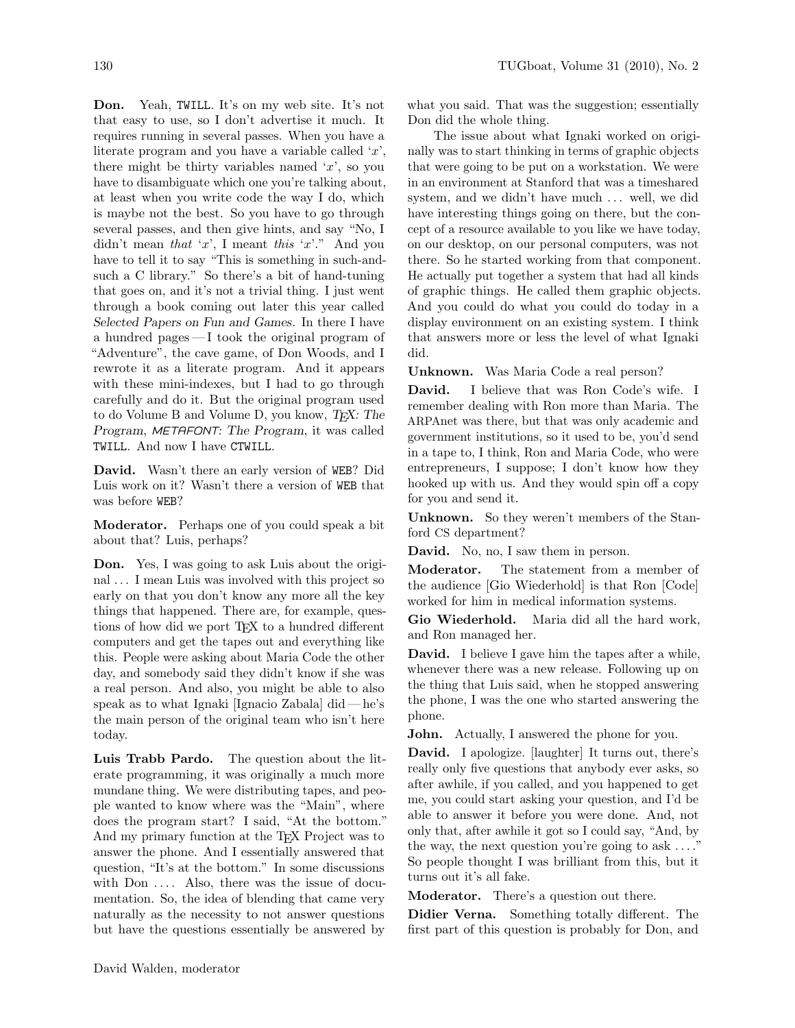**Don.** Yeah, TWILL. It's on my web site. It's not that easy to use, so I don't advertise it much. It requires running in several passes. When you have a literate program and you have a variable called '$x$', there might be thirty variables named '$x$', so you have to disambiguate which one you're talking about, at least when you write code the way I do, which is maybe not the best. So you have to go through several passes, and then give hints, and say "No, I didn't mean *that* '$x$', I meant *this* '$x$'." And you have to tell it to say "This is something in such-and-such a C library." So there's a bit of hand-tuning that goes on, and it's not a trivial thing. I just went through a book coming out later this year called *Selected Papers on Fun and Games*. In there I have a hundred pages — I took the original program of "Adventure", the cave game, of Don Woods, and I rewrote it as a literate program. And it appears with these mini-indexes, but I had to go through carefully and do it. But the original program used to do Volume B and Volume D, you know, *TEX: The Program*, *METAFONT: The Program*, it was called TWILL. And now I have CTWILL.

**David.** Wasn't there an early version of WEB? Did Luis work on it? Wasn't there a version of WEB that was before WEB?

**Moderator.** Perhaps one of you could speak a bit about that? Luis, perhaps?

**Don.** Yes, I was going to ask Luis about the original ... I mean Luis was involved with this project so early on that you don't know any more all the key things that happened. There are, for example, questions of how did we port TEX to a hundred different computers and get the tapes out and everything like this. People were asking about Maria Code the other day, and somebody said they didn't know if she was a real person. And also, you might be able to also speak as to what Ignaki [Ignacio Zabala] did — he's the main person of the original team who isn't here today.

**Luis Trabb Pardo.** The question about the literate programming, it was originally a much more mundane thing. We were distributing tapes, and people wanted to know where was the "Main", where does the program start? I said, "At the bottom." And my primary function at the TEX Project was to answer the phone. And I essentially answered that question, "It's at the bottom." In some discussions with Don .... Also, there was the issue of documentation. So, the idea of blending that came very naturally as the necessity to not answer questions but have the questions essentially be answered by what you said. That was the suggestion; essentially Don did the whole thing.

The issue about what Ignaki worked on originally was to start thinking in terms of graphic objects that were going to be put on a workstation. We were in an environment at Stanford that was a timeshared system, and we didn't have much ... well, we did have interesting things going on there, but the concept of a resource available to you like we have today, on our desktop, on our personal computers, was not there. So he started working from that component. He actually put together a system that had all kinds of graphic things. He called them graphic objects. And you could do what you could do today in a display environment on an existing system. I think that answers more or less the level of what Ignaki did.

**Unknown.** Was Maria Code a real person?

**David.** I believe that was Ron Code's wife. I remember dealing with Ron more than Maria. The ARPAnet was there, but that was only academic and government institutions, so it used to be, you'd send in a tape to, I think, Ron and Maria Code, who were entrepreneurs, I suppose; I don't know how they hooked up with us. And they would spin off a copy for you and send it.

**Unknown.** So they weren't members of the Stanford CS department?

**David.** No, no, I saw them in person.

**Moderator.** The statement from a member of the audience [Gio Wiederhold] is that Ron [Code] worked for him in medical information systems.

**Gio Wiederhold.** Maria did all the hard work, and Ron managed her.

**David.** I believe I gave him the tapes after a while, whenever there was a new release. Following up on the thing that Luis said, when he stopped answering the phone, I was the one who started answering the phone.

**John.** Actually, I answered the phone for you.

**David.** I apologize. [laughter] It turns out, there's really only five questions that anybody ever asks, so after awhile, if you called, and you happened to get me, you could start asking your question, and I'd be able to answer it before you were done. And, not only that, after awhile it got so I could say, "And, by the way, the next question you're going to ask ...." So people thought I was brilliant from this, but it turns out it's all fake.

**Moderator.** There's a question out there.

**Didier Verna.** Something totally different. The first part of this question is probably for Don, and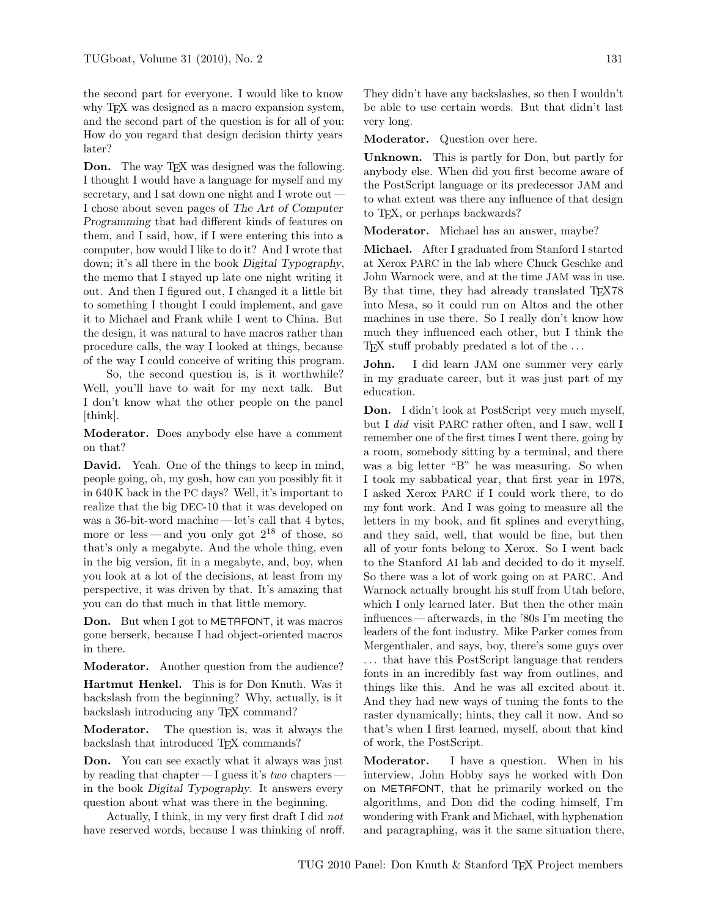the second part for everyone. I would like to know why TeX was designed as a macro expansion system, and the second part of the question is for all of you: How do you regard that design decision thirty years later?

**Don.** The way TeX was designed was the following. I thought I would have a language for myself and my secretary, and I sat down one night and I wrote out — I chose about seven pages of *The Art of Computer Programming* that had different kinds of features on them, and I said, how, if I were entering this into a computer, how would I like to do it? And I wrote that down; it's all there in the book *Digital Typography*, the memo that I stayed up late one night writing it out. And then I figured out, I changed it a little bit to something I thought I could implement, and gave it to Michael and Frank while I went to China. But the design, it was natural to have macros rather than procedure calls, the way I looked at things, because of the way I could conceive of writing this program.

So, the second question is, is it worthwhile? Well, you'll have to wait for my next talk. But I don't know what the other people on the panel [think].

**Moderator.** Does anybody else have a comment on that?

**David.** Yeah. One of the things to keep in mind, people going, oh, my gosh, how can you possibly fit it in 640 K back in the PC days? Well, it's important to realize that the big DEC-10 that it was developed on was a 36-bit-word machine — let's call that 4 bytes, more or less — and you only got $2^{18}$ of those, so that's only a megabyte. And the whole thing, even in the big version, fit in a megabyte, and, boy, when you look at a lot of the decisions, at least from my perspective, it was driven by that. It's amazing that you can do that much in that little memory.

**Don.** But when I got to METAFONT, it was macros gone berserk, because I had object-oriented macros in there.

**Moderator.** Another question from the audience?

**Hartmut Henkel.** This is for Don Knuth. Was it backslash from the beginning? Why, actually, is it backslash introducing any TeX command?

**Moderator.** The question is, was it always the backslash that introduced TeX commands?

**Don.** You can see exactly what it always was just by reading that chapter — I guess it's *two* chapters — in the book *Digital Typography*. It answers every question about what was there in the beginning.

Actually, I think, in my very first draft I did *not* have reserved words, because I was thinking of nroff. They didn't have any backslashes, so then I wouldn't be able to use certain words. But that didn't last very long.

**Moderator.** Question over here.

**Unknown.** This is partly for Don, but partly for anybody else. When did you first become aware of the PostScript language or its predecessor JAM and to what extent was there any influence of that design to TeX, or perhaps backwards?

**Moderator.** Michael has an answer, maybe?

**Michael.** After I graduated from Stanford I started at Xerox PARC in the lab where Chuck Geschke and John Warnock were, and at the time JAM was in use. By that time, they had already translated TeX78 into Mesa, so it could run on Altos and the other machines in use there. So I really don't know how much they influenced each other, but I think the TeX stuff probably predated a lot of the ...

**John.** I did learn JAM one summer very early in my graduate career, but it was just part of my education.

**Don.** I didn't look at PostScript very much myself, but I *did* visit PARC rather often, and I saw, well I remember one of the first times I went there, going by a room, somebody sitting by a terminal, and there was a big letter "B" he was measuring. So when I took my sabbatical year, that first year in 1978, I asked Xerox PARC if I could work there, to do my font work. And I was going to measure all the letters in my book, and fit splines and everything, and they said, well, that would be fine, but then all of your fonts belong to Xerox. So I went back to the Stanford AI lab and decided to do it myself. So there was a lot of work going on at PARC. And Warnock actually brought his stuff from Utah before, which I only learned later. But then the other main influences — afterwards, in the '80s I'm meeting the leaders of the font industry. Mike Parker comes from Mergenthaler, and says, boy, there's some guys over ... that have this PostScript language that renders fonts in an incredibly fast way from outlines, and things like this. And he was all excited about it. And they had new ways of tuning the fonts to the raster dynamically; hints, they call it now. And so that's when I first learned, myself, about that kind of work, the PostScript.

**Moderator.** I have a question. When in his interview, John Hobby says he worked with Don on METAFONT, that he primarily worked on the algorithms, and Don did the coding himself, I'm wondering with Frank and Michael, with hyphenation and paragraphing, was it the same situation there,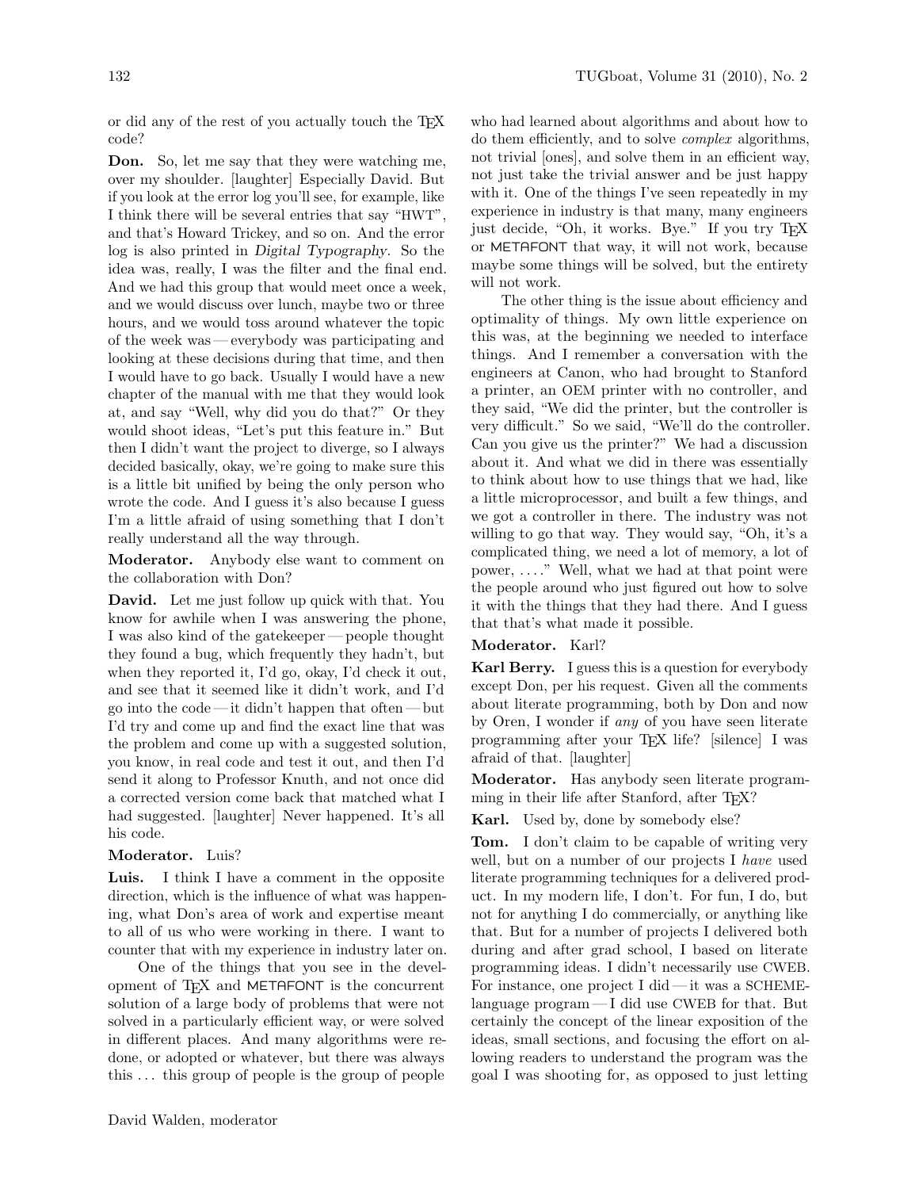or did any of the rest of you actually touch the TeX code?

**Don.** So, let me say that they were watching me, over my shoulder. [laughter] Especially David. But if you look at the error log you'll see, for example, like I think there will be several entries that say "HWT", and that's Howard Trickey, and so on. And the error log is also printed in *Digital Typography*. So the idea was, really, I was the filter and the final end. And we had this group that would meet once a week, and we would discuss over lunch, maybe two or three hours, and we would toss around whatever the topic of the week was — everybody was participating and looking at these decisions during that time, and then I would have to go back. Usually I would have a new chapter of the manual with me that they would look at, and say "Well, why did you do that?" Or they would shoot ideas, "Let's put this feature in." But then I didn't want the project to diverge, so I always decided basically, okay, we're going to make sure this is a little bit unified by being the only person who wrote the code. And I guess it's also because I guess I'm a little afraid of using something that I don't really understand all the way through.

**Moderator.** Anybody else want to comment on the collaboration with Don?

**David.** Let me just follow up quick with that. You know for awhile when I was answering the phone, I was also kind of the gatekeeper — people thought they found a bug, which frequently they hadn't, but when they reported it, I'd go, okay, I'd check it out, and see that it seemed like it didn't work, and I'd go into the code — it didn't happen that often — but I'd try and come up and find the exact line that was the problem and come up with a suggested solution, you know, in real code and test it out, and then I'd send it along to Professor Knuth, and not once did a corrected version come back that matched what I had suggested. [laughter] Never happened. It's all his code.

**Moderator.** Luis?

**Luis.** I think I have a comment in the opposite direction, which is the influence of what was happening, what Don's area of work and expertise meant to all of us who were working in there. I want to counter that with my experience in industry later on.

One of the things that you see in the development of TeX and METAFONT is the concurrent solution of a large body of problems that were not solved in a particularly efficient way, or were solved in different places. And many algorithms were redone, or adopted or whatever, but there was always this ... this group of people is the group of people who had learned about algorithms and about how to do them efficiently, and to solve *complex* algorithms, not trivial [ones], and solve them in an efficient way, not just take the trivial answer and be just happy with it. One of the things I've seen repeatedly in my experience in industry is that many, many engineers just decide, "Oh, it works. Bye." If you try TeX or METAFONT that way, it will not work, because maybe some things will be solved, but the entirety will not work.

The other thing is the issue about efficiency and optimality of things. My own little experience on this was, at the beginning we needed to interface things. And I remember a conversation with the engineers at Canon, who had brought to Stanford a printer, an OEM printer with no controller, and they said, "We did the printer, but the controller is very difficult." So we said, "We'll do the controller. Can you give us the printer?" We had a discussion about it. And what we did in there was essentially to think about how to use things that we had, like a little microprocessor, and built a few things, and we got a controller in there. The industry was not willing to go that way. They would say, "Oh, it's a complicated thing, we need a lot of memory, a lot of power, ...." Well, what we had at that point were the people around who just figured out how to solve it with the things that they had there. And I guess that that's what made it possible.

**Moderator.** Karl?

**Karl Berry.** I guess this is a question for everybody except Don, per his request. Given all the comments about literate programming, both by Don and now by Oren, I wonder if *any* of you have seen literate programming after your TeX life? [silence] I was afraid of that. [laughter]

**Moderator.** Has anybody seen literate programming in their life after Stanford, after TeX?

**Karl.** Used by, done by somebody else?

**Tom.** I don't claim to be capable of writing very well, but on a number of our projects I *have* used literate programming techniques for a delivered product. In my modern life, I don't. For fun, I do, but not for anything I do commercially, or anything like that. But for a number of projects I delivered both during and after grad school, I based on literate programming ideas. I didn't necessarily use CWEB. For instance, one project I did — it was a SCHEME-language program — I did use CWEB for that. But certainly the concept of the linear exposition of the ideas, small sections, and focusing the effort on allowing readers to understand the program was the goal I was shooting for, as opposed to just letting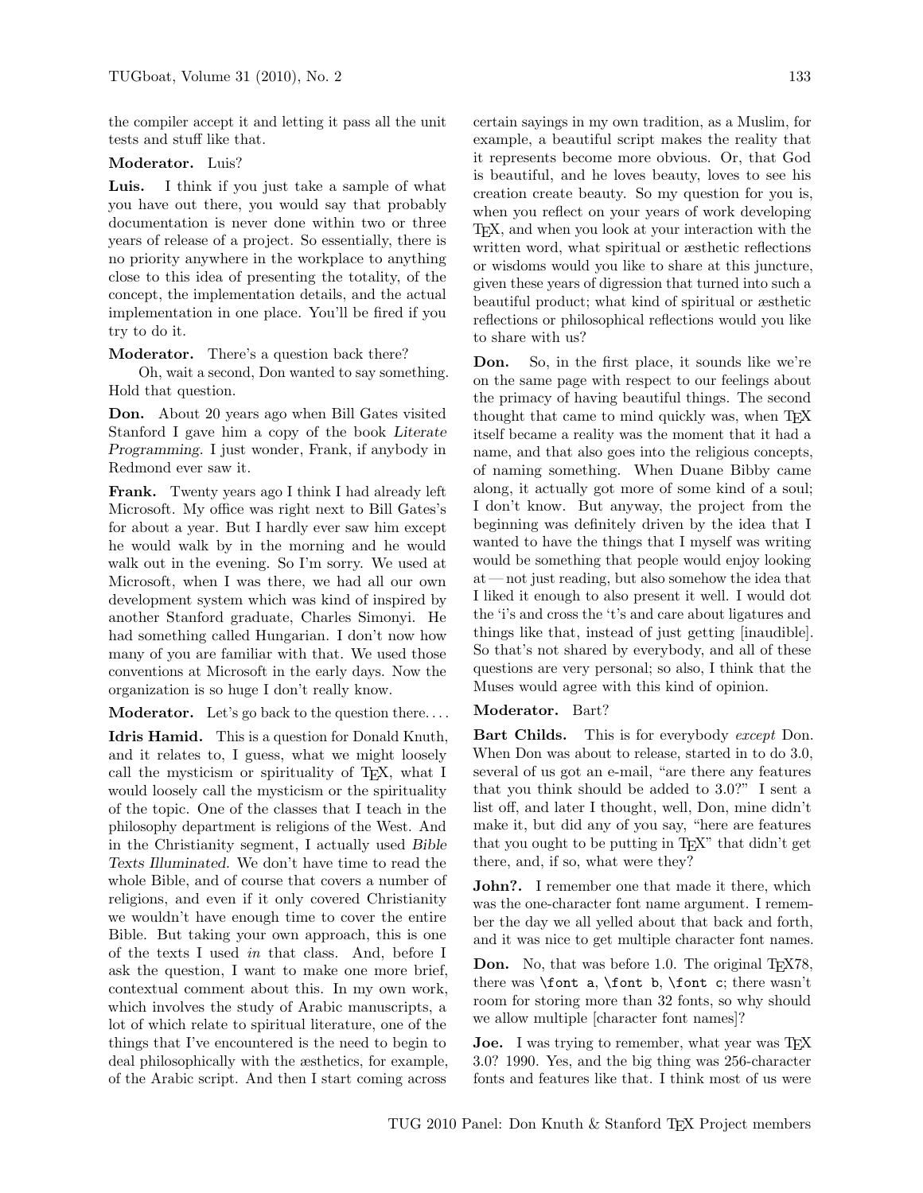the compiler accept it and letting it pass all the unit tests and stuff like that.

**Moderator.** Luis?

**Luis.** I think if you just take a sample of what you have out there, you would say that probably documentation is never done within two or three years of release of a project. So essentially, there is no priority anywhere in the workplace to anything close to this idea of presenting the totality, of the concept, the implementation details, and the actual implementation in one place. You'll be fired if you try to do it.

**Moderator.** There's a question back there?

Oh, wait a second, Don wanted to say something. Hold that question.

**Don.** About 20 years ago when Bill Gates visited Stanford I gave him a copy of the book *Literate Programming*. I just wonder, Frank, if anybody in Redmond ever saw it.

**Frank.** Twenty years ago I think I had already left Microsoft. My office was right next to Bill Gates's for about a year. But I hardly ever saw him except he would walk by in the morning and he would walk out in the evening. So I'm sorry. We used at Microsoft, when I was there, we had all our own development system which was kind of inspired by another Stanford graduate, Charles Simonyi. He had something called Hungarian. I don't now how many of you are familiar with that. We used those conventions at Microsoft in the early days. Now the organization is so huge I don't really know.

**Moderator.** Let's go back to the question there. . . .

**Idris Hamid.** This is a question for Donald Knuth, and it relates to, I guess, what we might loosely call the mysticism or spirituality of TeX, what I would loosely call the mysticism or the spirituality of the topic. One of the classes that I teach in the philosophy department is religions of the West. And in the Christianity segment, I actually used *Bible Texts Illuminated*. We don't have time to read the whole Bible, and of course that covers a number of religions, and even if it only covered Christianity we wouldn't have enough time to cover the entire Bible. But taking your own approach, this is one of the texts I used *in* that class. And, before I ask the question, I want to make one more brief, contextual comment about this. In my own work, which involves the study of Arabic manuscripts, a lot of which relate to spiritual literature, one of the things that I've encountered is the need to begin to deal philosophically with the æsthetics, for example, of the Arabic script. And then I start coming across certain sayings in my own tradition, as a Muslim, for example, a beautiful script makes the reality that it represents become more obvious. Or, that God is beautiful, and he loves beauty, loves to see his creation create beauty. So my question for you is, when you reflect on your years of work developing TeX, and when you look at your interaction with the written word, what spiritual or æsthetic reflections or wisdoms would you like to share at this juncture, given these years of digression that turned into such a beautiful product; what kind of spiritual or æsthetic reflections or philosophical reflections would you like to share with us?

**Don.** So, in the first place, it sounds like we're on the same page with respect to our feelings about the primacy of having beautiful things. The second thought that came to mind quickly was, when TeX itself became a reality was the moment that it had a name, and that also goes into the religious concepts, of naming something. When Duane Bibby came along, it actually got more of some kind of a soul; I don't know. But anyway, the project from the beginning was definitely driven by the idea that I wanted to have the things that I myself was writing would be something that people would enjoy looking at — not just reading, but also somehow the idea that I liked it enough to also present it well. I would dot the 'i's and cross the 't's and care about ligatures and things like that, instead of just getting [inaudible]. So that's not shared by everybody, and all of these questions are very personal; so also, I think that the Muses would agree with this kind of opinion.

**Moderator.** Bart?

**Bart Childs.** This is for everybody *except* Don. When Don was about to release, started in to do 3.0, several of us got an e-mail, "are there any features that you think should be added to 3.0?" I sent a list off, and later I thought, well, Don, mine didn't make it, but did any of you say, "here are features that you ought to be putting in TeX" that didn't get there, and, if so, what were they?

**John?.** I remember one that made it there, which was the one-character font name argument. I remember the day we all yelled about that back and forth, and it was nice to get multiple character font names.

**Don.** No, that was before 1.0. The original TeX78, there was `\font a`, `\font b`, `\font c`; there wasn't room for storing more than 32 fonts, so why should we allow multiple [character font names]?

**Joe.** I was trying to remember, what year was TeX 3.0? 1990. Yes, and the big thing was 256-character fonts and features like that. I think most of us were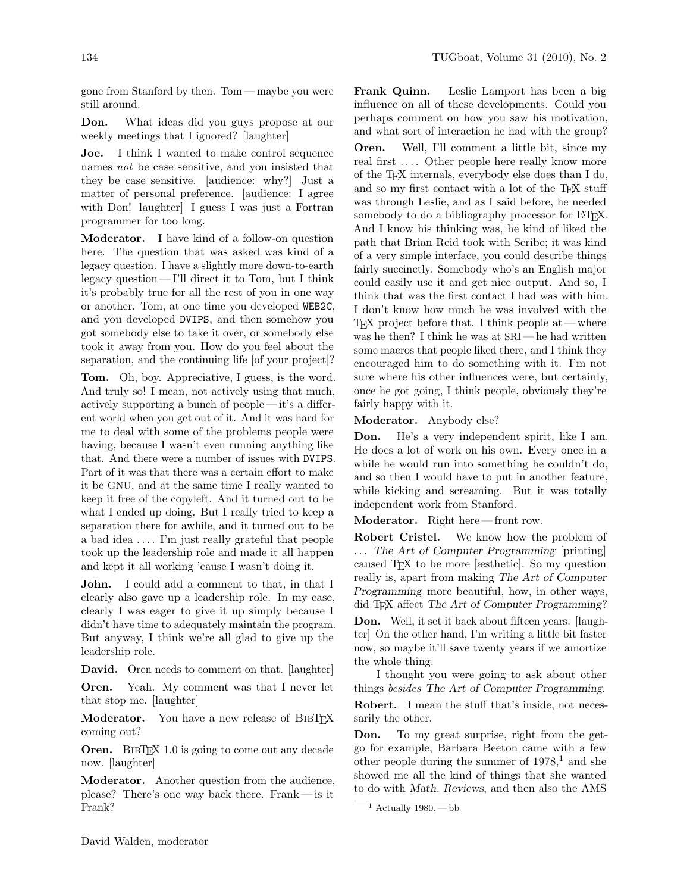gone from Stanford by then. Tom — maybe you were still around.

**Don.** What ideas did you guys propose at our weekly meetings that I ignored? [laughter]

**Joe.** I think I wanted to make control sequence names *not* be case sensitive, and you insisted that they be case sensitive. [audience: why?] Just a matter of personal preference. [audience: I agree with Don! laughter] I guess I was just a Fortran programmer for too long.

**Moderator.** I have kind of a follow-on question here. The question that was asked was kind of a legacy question. I have a slightly more down-to-earth legacy question — I'll direct it to Tom, but I think it's probably true for all the rest of you in one way or another. Tom, at one time you developed WEB2C, and you developed DVIPS, and then somehow you got somebody else to take it over, or somebody else took it away from you. How do you feel about the separation, and the continuing life [of your project]?

**Tom.** Oh, boy. Appreciative, I guess, is the word. And truly so! I mean, not actively using that much, actively supporting a bunch of people — it's a different world when you get out of it. And it was hard for me to deal with some of the problems people were having, because I wasn't even running anything like that. And there were a number of issues with DVIPS. Part of it was that there was a certain effort to make it be GNU, and at the same time I really wanted to keep it free of the copyleft. And it turned out to be what I ended up doing. But I really tried to keep a separation there for awhile, and it turned out to be a bad idea .... I'm just really grateful that people took up the leadership role and made it all happen and kept it all working 'cause I wasn't doing it.

**John.** I could add a comment to that, in that I clearly also gave up a leadership role. In my case, clearly I was eager to give it up simply because I didn't have time to adequately maintain the program. But anyway, I think we're all glad to give up the leadership role.

**David.** Oren needs to comment on that. [laughter]

**Oren.** Yeah. My comment was that I never let that stop me. [laughter]

**Moderator.** You have a new release of BibTeX coming out?

**Oren.** BibTeX 1.0 is going to come out any decade now. [laughter]

**Moderator.** Another question from the audience, please? There's one way back there. Frank — is it Frank?

**Frank Quinn.** Leslie Lamport has been a big influence on all of these developments. Could you perhaps comment on how you saw his motivation, and what sort of interaction he had with the group?

**Oren.** Well, I'll comment a little bit, since my real first .... Other people here really know more of the TeX internals, everybody else does than I do, and so my first contact with a lot of the TeX stuff was through Leslie, and as I said before, he needed somebody to do a bibliography processor for LaTeX. And I know his thinking was, he kind of liked the path that Brian Reid took with Scribe; it was kind of a very simple interface, you could describe things fairly succinctly. Somebody who's an English major could easily use it and get nice output. And so, I think that was the first contact I had was with him. I don't know how much he was involved with the TeX project before that. I think people at — where was he then? I think he was at SRI — he had written some macros that people liked there, and I think they encouraged him to do something with it. I'm not sure where his other influences were, but certainly, once he got going, I think people, obviously they're fairly happy with it.

**Moderator.** Anybody else?

**Don.** He's a very independent spirit, like I am. He does a lot of work on his own. Every once in a while he would run into something he couldn't do, and so then I would have to put in another feature, while kicking and screaming. But it was totally independent work from Stanford.

**Moderator.** Right here — front row.

**Robert Cristel.** We know how the problem of ... *The Art of Computer Programming* [printing] caused TeX to be more [æsthetic]. So my question really is, apart from making *The Art of Computer Programming* more beautiful, how, in other ways, did TeX affect *The Art of Computer Programming*?

**Don.** Well, it set it back about fifteen years. [laughter] On the other hand, I'm writing a little bit faster now, so maybe it'll save twenty years if we amortize the whole thing.

I thought you were going to ask about other things *besides The Art of Computer Programming*.

**Robert.** I mean the stuff that's inside, not necessarily the other.

**Don.** To my great surprise, right from the get-go for example, Barbara Beeton came with a few other people during the summer of 1978,[1] and she showed me all the kind of things that she wanted to do with *Math. Reviews*, and then also the AMS

[1] Actually 1980. — bb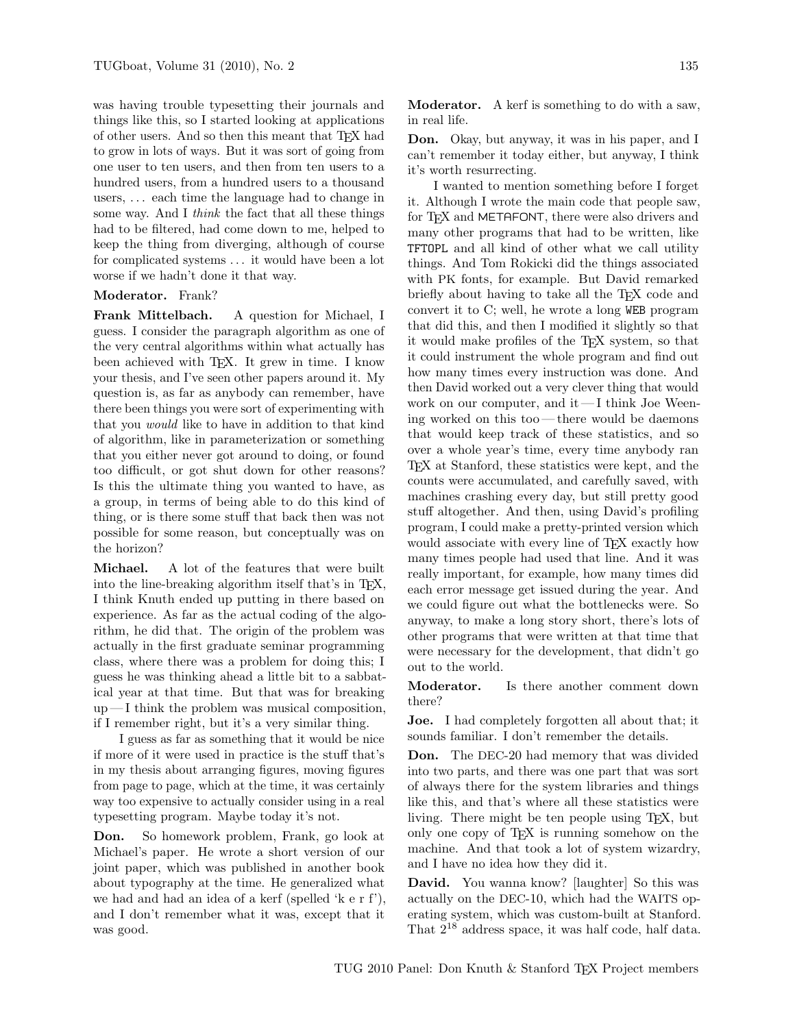was having trouble typesetting their journals and things like this, so I started looking at applications of other users. And so then this meant that TEX had to grow in lots of ways. But it was sort of going from one user to ten users, and then from ten users to a hundred users, from a hundred users to a thousand users, . . . each time the language had to change in some way. And I *think* the fact that all these things had to be filtered, had come down to me, helped to keep the thing from diverging, although of course for complicated systems . . . it would have been a lot worse if we hadn't done it that way.

**Moderator.** Frank?

**Frank Mittelbach.** A question for Michael, I guess. I consider the paragraph algorithm as one of the very central algorithms within what actually has been achieved with TEX. It grew in time. I know your thesis, and I've seen other papers around it. My question is, as far as anybody can remember, have there been things you were sort of experimenting with that you *would* like to have in addition to that kind of algorithm, like in parameterization or something that you either never got around to doing, or found too difficult, or got shut down for other reasons? Is this the ultimate thing you wanted to have, as a group, in terms of being able to do this kind of thing, or is there some stuff that back then was not possible for some reason, but conceptually was on the horizon?

**Michael.** A lot of the features that were built into the line-breaking algorithm itself that's in TEX, I think Knuth ended up putting in there based on experience. As far as the actual coding of the algorithm, he did that. The origin of the problem was actually in the first graduate seminar programming class, where there was a problem for doing this; I guess he was thinking ahead a little bit to a sabbatical year at that time. But that was for breaking up — I think the problem was musical composition, if I remember right, but it's a very similar thing.

I guess as far as something that it would be nice if more of it were used in practice is the stuff that's in my thesis about arranging figures, moving figures from page to page, which at the time, it was certainly way too expensive to actually consider using in a real typesetting program. Maybe today it's not.

**Don.** So homework problem, Frank, go look at Michael's paper. He wrote a short version of our joint paper, which was published in another book about typography at the time. He generalized what we had and had an idea of a kerf (spelled 'k e r f'), and I don't remember what it was, except that it was good.

**Moderator.** A kerf is something to do with a saw, in real life.

**Don.** Okay, but anyway, it was in his paper, and I can't remember it today either, but anyway, I think it's worth resurrecting.

I wanted to mention something before I forget it. Although I wrote the main code that people saw, for TEX and METAFONT, there were also drivers and many other programs that had to be written, like `TFTOPL` and all kind of other what we call utility things. And Tom Rokicki did the things associated with PK fonts, for example. But David remarked briefly about having to take all the TEX code and convert it to C; well, he wrote a long `WEB` program that did this, and then I modified it slightly so that it would make profiles of the TEX system, so that it could instrument the whole program and find out how many times every instruction was done. And then David worked out a very clever thing that would work on our computer, and it — I think Joe Weening worked on this too — there would be daemons that would keep track of these statistics, and so over a whole year's time, every time anybody ran TEX at Stanford, these statistics were kept, and the counts were accumulated, and carefully saved, with machines crashing every day, but still pretty good stuff altogether. And then, using David's profiling program, I could make a pretty-printed version which would associate with every line of TEX exactly how many times people had used that line. And it was really important, for example, how many times did each error message get issued during the year. And we could figure out what the bottlenecks were. So anyway, to make a long story short, there's lots of other programs that were written at that time that were necessary for the development, that didn't go out to the world.

**Moderator.** Is there another comment down there?

**Joe.** I had completely forgotten all about that; it sounds familiar. I don't remember the details.

**Don.** The DEC-20 had memory that was divided into two parts, and there was one part that was sort of always there for the system libraries and things like this, and that's where all these statistics were living. There might be ten people using TEX, but only one copy of TEX is running somehow on the machine. And that took a lot of system wizardry, and I have no idea how they did it.

**David.** You wanna know? [laughter] So this was actually on the DEC-10, which had the WAITS operating system, which was custom-built at Stanford. That $2^{18}$ address space, it was half code, half data.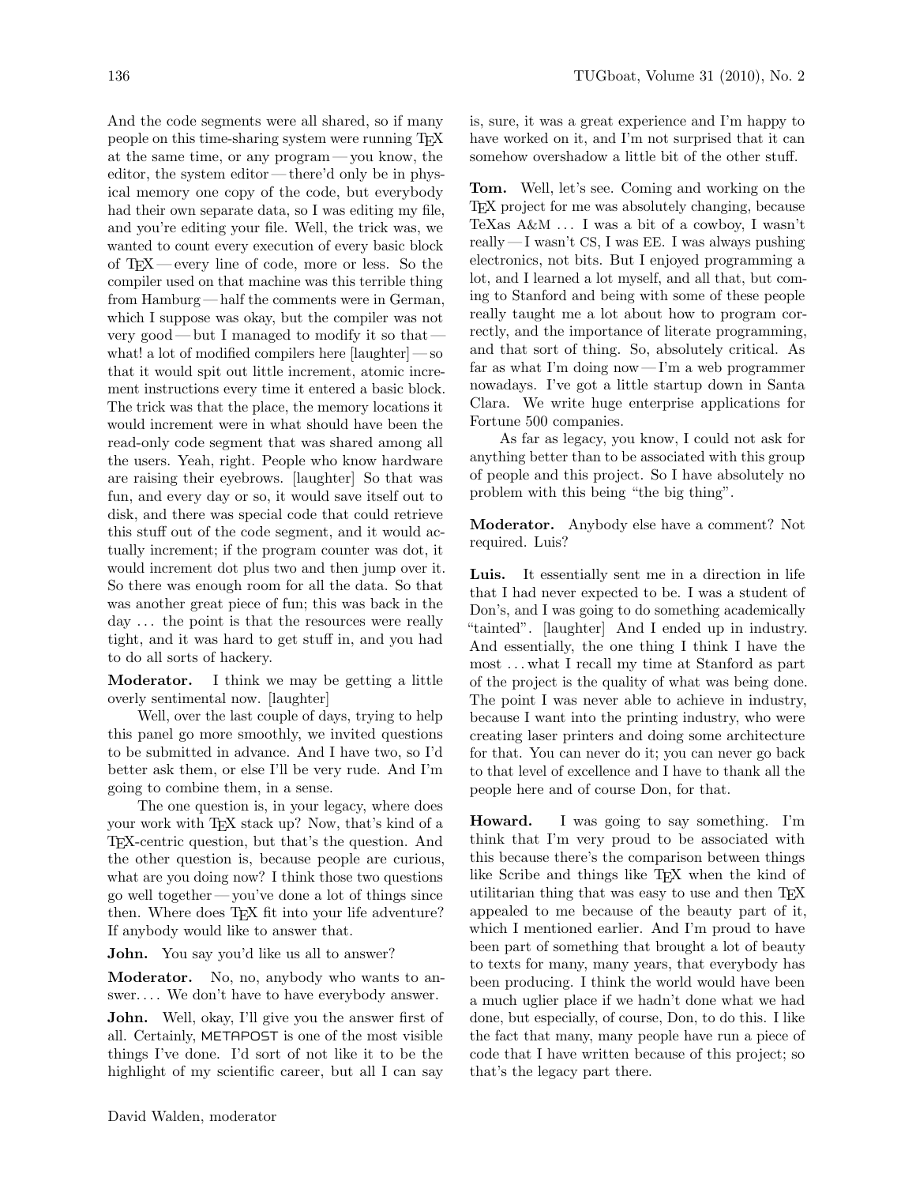And the code segments were all shared, so if many people on this time-sharing system were running TeX at the same time, or any program — you know, the editor, the system editor — there'd only be in physical memory one copy of the code, but everybody had their own separate data, so I was editing my file, and you're editing your file. Well, the trick was, we wanted to count every execution of every basic block of TeX — every line of code, more or less. So the compiler used on that machine was this terrible thing from Hamburg — half the comments were in German, which I suppose was okay, but the compiler was not very good — but I managed to modify it so that — what! a lot of modified compilers here [laughter] — so that it would spit out little increment, atomic increment instructions every time it entered a basic block. The trick was that the place, the memory locations it would increment were in what should have been the read-only code segment that was shared among all the users. Yeah, right. People who know hardware are raising their eyebrows. [laughter] So that was fun, and every day or so, it would save itself out to disk, and there was special code that could retrieve this stuff out of the code segment, and it would actually increment; if the program counter was dot, it would increment dot plus two and then jump over it. So there was enough room for all the data. So that was another great piece of fun; this was back in the day ... the point is that the resources were really tight, and it was hard to get stuff in, and you had to do all sorts of hackery.

**Moderator.** I think we may be getting a little overly sentimental now. [laughter]

Well, over the last couple of days, trying to help this panel go more smoothly, we invited questions to be submitted in advance. And I have two, so I'd better ask them, or else I'll be very rude. And I'm going to combine them, in a sense.

The one question is, in your legacy, where does your work with TeX stack up? Now, that's kind of a TeX-centric question, but that's the question. And the other question is, because people are curious, what are you doing now? I think those two questions go well together — you've done a lot of things since then. Where does TeX fit into your life adventure? If anybody would like to answer that.

**John.** You say you'd like us all to answer?

**Moderator.** No, no, anybody who wants to answer.... We don't have to have everybody answer.

**John.** Well, okay, I'll give you the answer first of all. Certainly, METAPOST is one of the most visible things I've done. I'd sort of not like it to be the highlight of my scientific career, but all I can say is, sure, it was a great experience and I'm happy to have worked on it, and I'm not surprised that it can somehow overshadow a little bit of the other stuff.

**Tom.** Well, let's see. Coming and working on the TeX project for me was absolutely changing, because TeXas A&M ... I was a bit of a cowboy, I wasn't really — I wasn't CS, I was EE. I was always pushing electronics, not bits. But I enjoyed programming a lot, and I learned a lot myself, and all that, but coming to Stanford and being with some of these people really taught me a lot about how to program correctly, and the importance of literate programming, and that sort of thing. So, absolutely critical. As far as what I'm doing now — I'm a web programmer nowadays. I've got a little startup down in Santa Clara. We write huge enterprise applications for Fortune 500 companies.

As far as legacy, you know, I could not ask for anything better than to be associated with this group of people and this project. So I have absolutely no problem with this being "the big thing".

**Moderator.** Anybody else have a comment? Not required. Luis?

**Luis.** It essentially sent me in a direction in life that I had never expected to be. I was a student of Don's, and I was going to do something academically "tainted". [laughter] And I ended up in industry. And essentially, the one thing I think I have the most ... what I recall my time at Stanford as part of the project is the quality of what was being done. The point I was never able to achieve in industry, because I want into the printing industry, who were creating laser printers and doing some architecture for that. You can never do it; you can never go back to that level of excellence and I have to thank all the people here and of course Don, for that.

**Howard.** I was going to say something. I'm think that I'm very proud to be associated with this because there's the comparison between things like Scribe and things like TeX when the kind of utilitarian thing that was easy to use and then TeX appealed to me because of the beauty part of it, which I mentioned earlier. And I'm proud to have been part of something that brought a lot of beauty to texts for many, many years, that everybody has been producing. I think the world would have been a much uglier place if we hadn't done what we had done, but especially, of course, Don, to do this. I like the fact that many, many people have run a piece of code that I have written because of this project; so that's the legacy part there.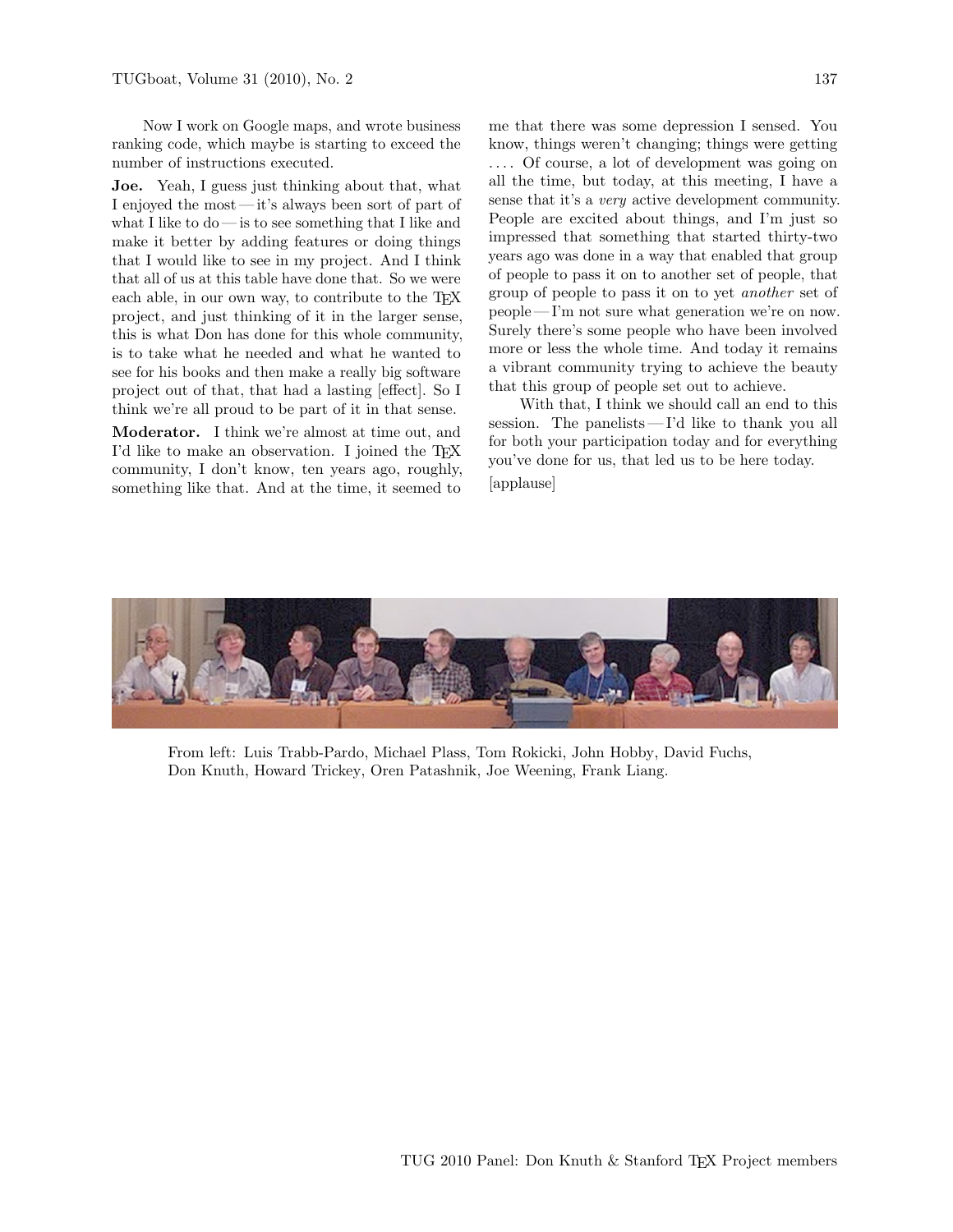Now I work on Google maps, and wrote business ranking code, which maybe is starting to exceed the number of instructions executed.

**Joe.** Yeah, I guess just thinking about that, what I enjoyed the most — it's always been sort of part of what I like to do — is to see something that I like and make it better by adding features or doing things that I would like to see in my project. And I think that all of us at this table have done that. So we were each able, in our own way, to contribute to the TeX project, and just thinking of it in the larger sense, this is what Don has done for this whole community, is to take what he needed and what he wanted to see for his books and then make a really big software project out of that, that had a lasting [effect]. So I think we're all proud to be part of it in that sense.

**Moderator.** I think we're almost at time out, and I'd like to make an observation. I joined the TeX community, I don't know, ten years ago, roughly, something like that. And at the time, it seemed to me that there was some depression I sensed. You know, things weren't changing; things were getting . . . . Of course, a lot of development was going on all the time, but today, at this meeting, I have a sense that it's a *very* active development community. People are excited about things, and I'm just so impressed that something that started thirty-two years ago was done in a way that enabled that group of people to pass it on to another set of people, that group of people to pass it on to yet *another* set of people — I'm not sure what generation we're on now. Surely there's some people who have been involved more or less the whole time. And today it remains a vibrant community trying to achieve the beauty that this group of people set out to achieve.

With that, I think we should call an end to this session. The panelists — I'd like to thank you all for both your participation today and for everything you've done for us, that led us to be here today.

[applause]

From left: Luis Trabb-Pardo, Michael Plass, Tom Rokicki, John Hobby, David Fuchs, Don Knuth, Howard Trickey, Oren Patashnik, Joe Weening, Frank Liang.